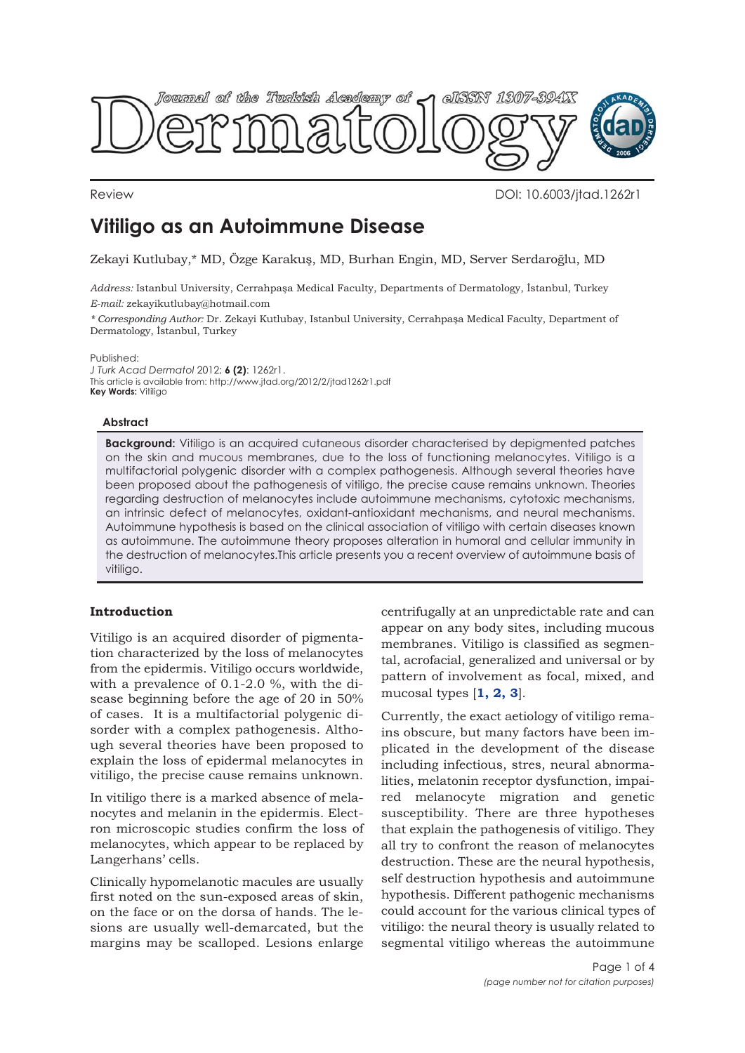Review

DOI: 10.6003/jtad.1262r1

# Vitiligo as an Autoimmune Disease

Zekayi Kutlubay,* MD, Özge Karakuş, MD, Burhan Engin, MD, Server Serdaroğlu, MD

*Address:* Istanbul University, Cerrahpaşa Medical Faculty, Departments of Dermatology, İstanbul, Turkey
*E-mail:* zekayikutlubay@hotmail.com

*\* Corresponding Author:* Dr. Zekayi Kutlubay, Istanbul University, Cerrahpaşa Medical Faculty, Department of Dermatology, İstanbul, Turkey

Published:
*J Turk Acad Dermatol* 2012; **6 (2)**: 1262r1.
This article is available from: http://www.jtad.org/2012/2/jtad1262r1.pdf
**Key Words:** Vitiligo

### Abstract

**Background:** Vitiligo is an acquired cutaneous disorder characterised by depigmented patches on the skin and mucous membranes, due to the loss of functioning melanocytes. Vitiligo is a multifactorial polygenic disorder with a complex pathogenesis. Although several theories have been proposed about the pathogenesis of vitiligo, the precise cause remains unknown. Theories regarding destruction of melanocytes include autoimmune mechanisms, cytotoxic mechanisms, an intrinsic defect of melanocytes, oxidant-antioxidant mechanisms, and neural mechanisms. Autoimmune hypothesis is based on the clinical association of vitiligo with certain diseases known as autoimmune. The autoimmune theory proposes alteration in humoral and cellular immunity in the destruction of melanocytes.This article presents you a recent overview of autoimmune basis of vitiligo.

## Introduction

Vitiligo is an acquired disorder of pigmentation characterized by the loss of melanocytes from the epidermis. Vitiligo occurs worldwide, with a prevalence of 0.1-2.0 %, with the disease beginning before the age of 20 in 50% of cases. It is a multifactorial polygenic disorder with a complex pathogenesis. Although several theories have been proposed to explain the loss of epidermal melanocytes in vitiligo, the precise cause remains unknown.

In vitiligo there is a marked absence of melanocytes and melanin in the epidermis. Electron microscopic studies confirm the loss of melanocytes, which appear to be replaced by Langerhans' cells.

Clinically hypomelanotic macules are usually first noted on the sun-exposed areas of skin, on the face or on the dorsa of hands. The lesions are usually well-demarcated, but the margins may be scalloped. Lesions enlarge centrifugally at an unpredictable rate and can appear on any body sites, including mucous membranes. Vitiligo is classified as segmental, acrofacial, generalized and universal or by pattern of involvement as focal, mixed, and mucosal types [**1, 2, 3**].

Currently, the exact aetiology of vitiligo remains obscure, but many factors have been implicated in the development of the disease including infectious, stres, neural abnormalities, melatonin receptor dysfunction, impaired melanocyte migration and genetic susceptibility. There are three hypotheses that explain the pathogenesis of vitiligo. They all try to confront the reason of melanocytes destruction. These are the neural hypothesis, self destruction hypothesis and autoimmune hypothesis. Different pathogenic mechanisms could account for the various clinical types of vitiligo: the neural theory is usually related to segmental vitiligo whereas the autoimmune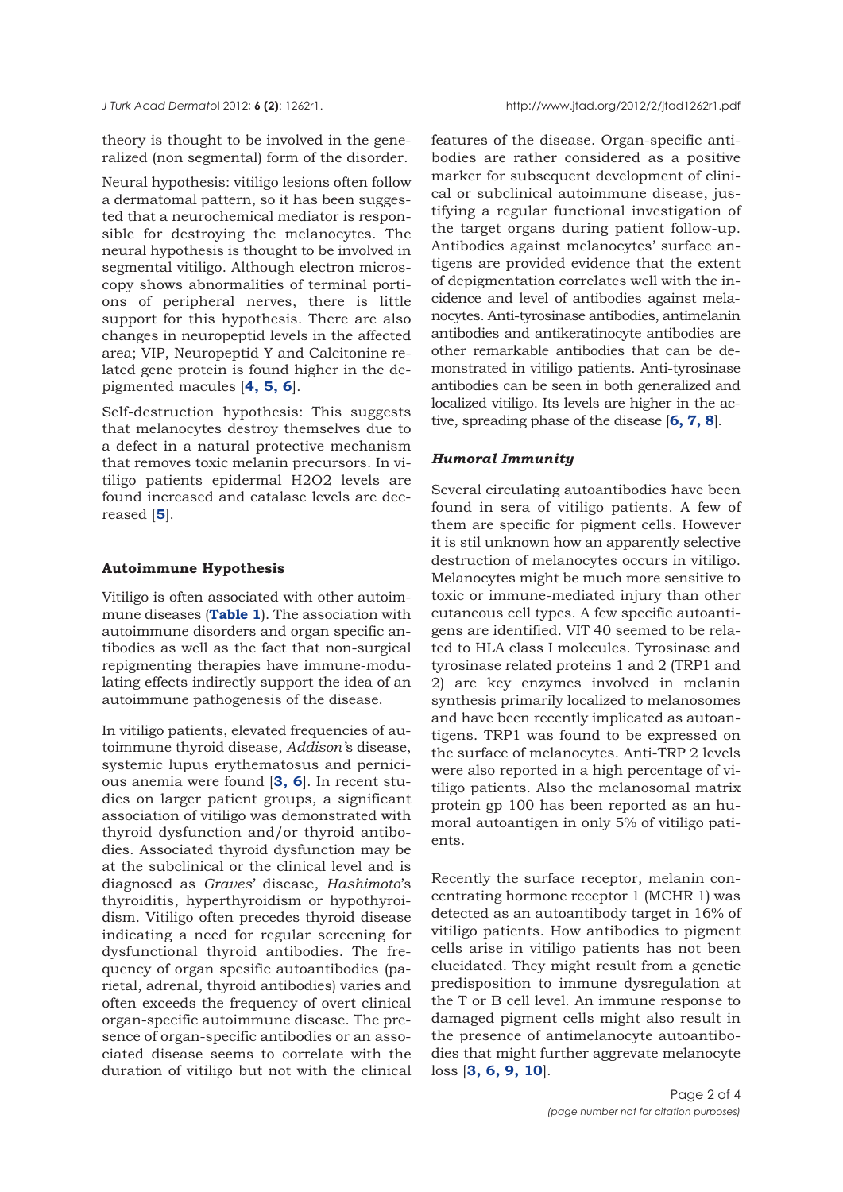theory is thought to be involved in the generalized (non segmental) form of the disorder.

Neural hypothesis: vitiligo lesions often follow a dermatomal pattern, so it has been suggested that a neurochemical mediator is responsible for destroying the melanocytes. The neural hypothesis is thought to be involved in segmental vitiligo. Although electron microscopy shows abnormalities of terminal portions of peripheral nerves, there is little support for this hypothesis. There are also changes in neuropeptid levels in the affected area; VIP, Neuropeptid Y and Calcitonine related gene protein is found higher in the depigmented macules [**4, 5, 6**].

Self-destruction hypothesis: This suggests that melanocytes destroy themselves due to a defect in a natural protective mechanism that removes toxic melanin precursors. In vitiligo patients epidermal $H_2O_2$ levels are found increased and catalase levels are decreased [**5**].

## Autoimmune Hypothesis

Vitiligo is often associated with other autoimmune diseases (**Table 1**). The association with autoimmune disorders and organ specific antibodies as well as the fact that non-surgical repigmenting therapies have immune-modulating effects indirectly support the idea of an autoimmune pathogenesis of the disease.

In vitiligo patients, elevated frequencies of autoimmune thyroid disease, *Addison*'s disease, systemic lupus erythematosus and pernicious anemia were found [**3, 6**]. In recent studies on larger patient groups, a significant association of vitiligo was demonstrated with thyroid dysfunction and/or thyroid antibodies. Associated thyroid dysfunction may be at the subclinical or the clinical level and is diagnosed as *Graves*' disease, *Hashimoto*'s thyroiditis, hyperthyroidism or hypothyroidism. Vitiligo often precedes thyroid disease indicating a need for regular screening for dysfunctional thyroid antibodies. The frequency of organ spesific autoantibodies (parietal, adrenal, thyroid antibodies) varies and often exceeds the frequency of overt clinical organ-specific autoimmune disease. The presence of organ-specific antibodies or an associated disease seems to correlate with the duration of vitiligo but not with the clinical features of the disease. Organ-specific antibodies are rather considered as a positive marker for subsequent development of clinical or subclinical autoimmune disease, justifying a regular functional investigation of the target organs during patient follow-up. Antibodies against melanocytes' surface antigens are provided evidence that the extent of depigmentation correlates well with the incidence and level of antibodies against melanocytes. Anti-tyrosinase antibodies, antimelanin antibodies and antikeratinocyte antibodies are other remarkable antibodies that can be demonstrated in vitiligo patients. Anti-tyrosinase antibodies can be seen in both generalized and localized vitiligo. Its levels are higher in the active, spreading phase of the disease [**6, 7, 8**].

### *Humoral Immunity*

Several circulating autoantibodies have been found in sera of vitiligo patients. A few of them are specific for pigment cells. However it is stil unknown how an apparently selective destruction of melanocytes occurs in vitiligo. Melanocytes might be much more sensitive to toxic or immune-mediated injury than other cutaneous cell types. A few specific autoantigens are identified. VIT 40 seemed to be related to HLA class I molecules. Tyrosinase and tyrosinase related proteins 1 and 2 (TRP1 and 2) are key enzymes involved in melanin synthesis primarily localized to melanosomes and have been recently implicated as autoantigens. TRP1 was found to be expressed on the surface of melanocytes. Anti-TRP 2 levels were also reported in a high percentage of vitiligo patients. Also the melanosomal matrix protein gp 100 has been reported as an humoral autoantigen in only 5% of vitiligo patients.

Recently the surface receptor, melanin concentrating hormone receptor 1 (MCHR 1) was detected as an autoantibody target in 16% of vitiligo patients. How antibodies to pigment cells arise in vitiligo patients has not been elucidated. They might result from a genetic predisposition to immune dysregulation at the T or B cell level. An immune response to damaged pigment cells might also result in the presence of antimelanocyte autoantibodies that might further aggrevate melanocyte loss [**3, 6, 9, 10**].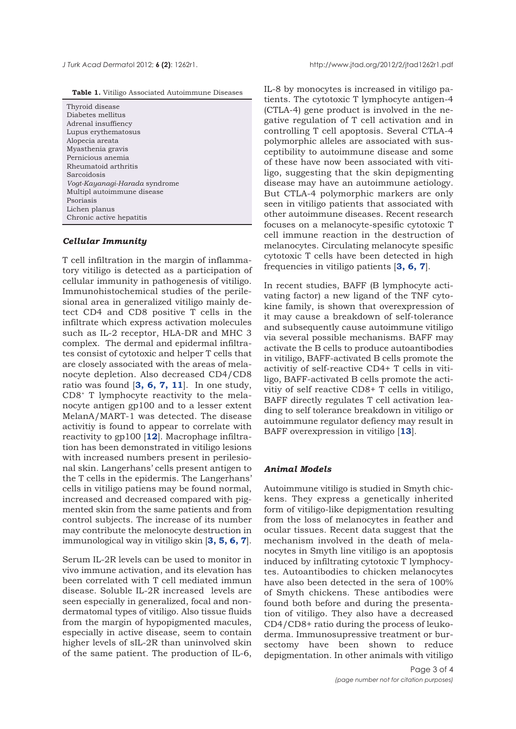**Table 1.** Vitiligo Associated Autoimmune Diseases

| |
|---|
| Thyroid disease |
| Diabetes mellitus |
| Adrenal insuffiency |
| Lupus erythematosus |
| Alopecia areata |
| Myasthenia gravis |
| Pernicious anemia |
| Rheumatoid arthritis |
| Sarcoidosis |
| *Vogt-Kayanagi-Harada* syndrome |
| Multipl autoimmune disease |
| Psoriasis |
| Lichen planus |
| Chronic active hepatitis |

### *Cellular Immunity*

T cell infiltration in the margin of inflammatory vitiligo is detected as a participation of cellular immunity in pathogenesis of vitiligo. Immunohistochemical studies of the perilesional area in generalized vitiligo mainly detect CD4 and CD8 positive T cells in the infiltrate which express activation molecules such as IL-2 receptor, HLA-DR and MHC 3 complex. The dermal and epidermal infiltrates consist of cytotoxic and helper T cells that are closely associated with the areas of melanocyte depletion. Also decreased CD4/CD8 ratio was found [**3, 6, 7, 11**]. In one study, $CD8^{+}$ T lymphocyte reactivity to the melanocyte antigen gp100 and to a lesser extent MelanA/MART-1 was detected. The disease activitiy is found to appear to correlate with reactivity to gp100 [**12**]. Macrophage infiltration has been demonstrated in vitiligo lesions with increased numbers present in perilesional skin. Langerhans' cells present antigen to the T cells in the epidermis. The Langerhans' cells in vitiligo patiens may be found normal, increased and decreased compared with pigmented skin from the same patients and from control subjects. The increase of its number may contribute the melonocyte destruction in immunological way in vitiligo skin [**3, 5, 6, 7**].

Serum IL-2R levels can be used to monitor in vivo immune activation, and its elevation has been correlated with T cell mediated immun disease. Soluble IL-2R increased levels are seen especially in generalized, focal and non-dermatomal types of vitiligo. Also tissue fluids from the margin of hypopigmented macules, especially in active disease, seem to contain higher levels of sIL-2R than uninvolved skin of the same patient. The production of IL-6, IL-8 by monocytes is increased in vitiligo patients. The cytotoxic T lymphocyte antigen-4 (CTLA-4) gene product is involved in the negative regulation of T cell activation and in controlling T cell apoptosis. Several CTLA-4 polymorphic alleles are associated with susceptibility to autoimmune disease and some of these have now been associated with vitiligo, suggesting that the skin depigmenting disease may have an autoimmune aetiology. But CTLA-4 polymorphic markers are only seen in vitiligo patients that associated with other autoimmune diseases. Recent research focuses on a melanocyte-spesific cytotoxic T cell immune reaction in the destruction of melanocytes. Circulating melanocyte spesific cytotoxic T cells have been detected in high frequencies in vitiligo patients [**3, 6, 7**].

In recent studies, BAFF (B lymphocyte activating factor) a new ligand of the TNF cytokine family, is shown that overexpression of it may cause a breakdown of self-tolerance and subsequently cause autoimmune vitiligo via several possible mechanisms. BAFF may activate the B cells to produce autoantibodies in vitiligo, BAFF-activated B cells promote the activitiy of self-reactive CD4+ T cells in vitiligo, BAFF-activated B cells promote the activitiy of self reactive CD8+ T cells in vitiligo, BAFF directly regulates T cell activation leading to self tolerance breakdown in vitiligo or autoimmune regulator defiency may result in BAFF overexpression in vitiligo [**13**].

### *Animal Models*

Autoimmune vitiligo is studied in Smyth chickens. They express a genetically inherited form of vitiligo-like depigmentation resulting from the loss of melanocytes in feather and ocular tissues. Recent data suggest that the mechanism involved in the death of melanocytes in Smyth line vitiligo is an apoptosis induced by infiltrating cytotoxic T lymphocytes. Autoantibodies to chicken melanocytes have also been detected in the sera of 100% of Smyth chickens. These antibodies were found both before and during the presentation of vitiligo. They also have a decreased CD4/CD8+ ratio during the process of leukoderma. Immunosupressive treatment or bursectomy have been shown to reduce depigmentation. In other animals with vitiligo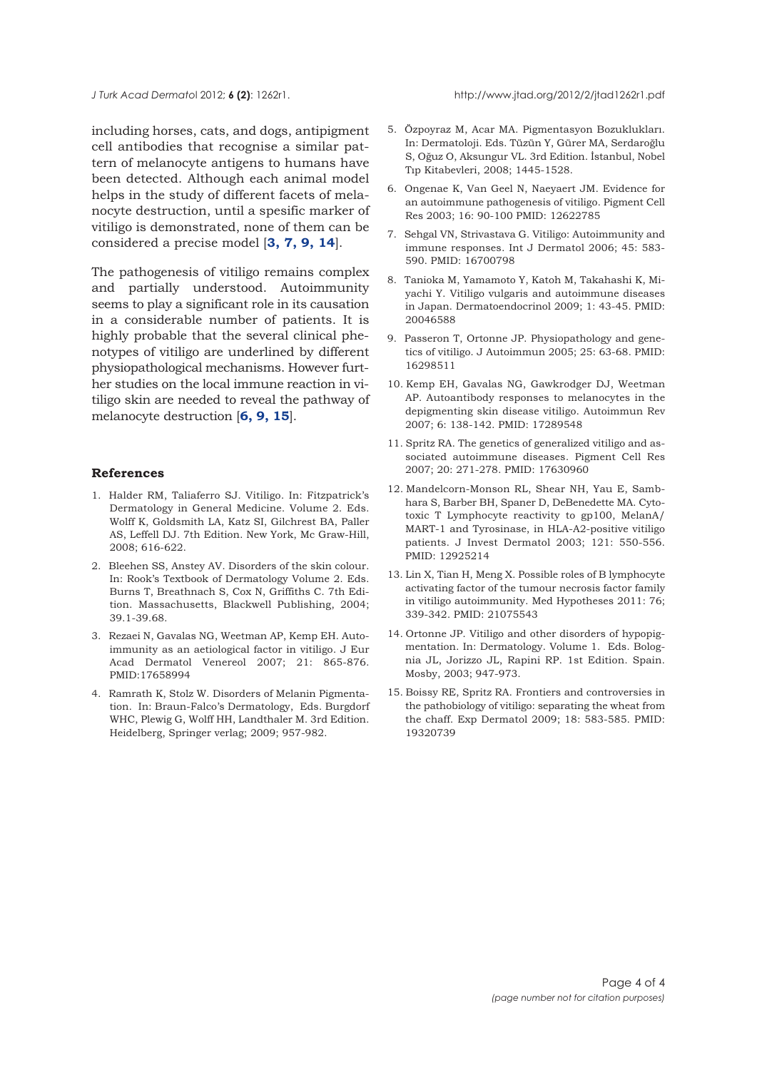including horses, cats, and dogs, antipigment cell antibodies that recognise a similar pattern of melanocyte antigens to humans have been detected. Although each animal model helps in the study of different facets of melanocyte destruction, until a spesific marker of vitiligo is demonstrated, none of them can be considered a precise model [**3, 7, 9, 14**].

The pathogenesis of vitiligo remains complex and partially understood. Autoimmunity seems to play a significant role in its causation in a considerable number of patients. It is highly probable that the several clinical phenotypes of vitiligo are underlined by different physiopathological mechanisms. However further studies on the local immune reaction in vitiligo skin are needed to reveal the pathway of melanocyte destruction [**6, 9, 15**].

## References

1. Halder RM, Taliaferro SJ. Vitiligo. In: Fitzpatrick's Dermatology in General Medicine. Volume 2. Eds. Wolff K, Goldsmith LA, Katz SI, Gilchrest BA, Paller AS, Leffell DJ. 7th Edition. New York, Mc Graw-Hill, 2008; 616-622.
2. Bleehen SS, Anstey AV. Disorders of the skin colour. In: Rook's Textbook of Dermatology Volume 2. Eds. Burns T, Breathnach S, Cox N, Griffiths C. 7th Edition. Massachusetts, Blackwell Publishing, 2004; 39.1-39.68.
3. Rezaei N, Gavalas NG, Weetman AP, Kemp EH. Autoimmunity as an aetiological factor in vitiligo. J Eur Acad Dermatol Venereol 2007; 21: 865-876. PMID:17658994
4. Ramrath K, Stolz W. Disorders of Melanin Pigmentation. In: Braun-Falco's Dermatology, Eds. Burgdorf WHC, Plewig G, Wolff HH, Landthaler M. 3rd Edition. Heidelberg, Springer verlag; 2009; 957-982.
5. Özpoyraz M, Acar MA. Pigmentasyon Bozuklukları. In: Dermatoloji. Eds. Tüzün Y, Gürer MA, Serdaroğlu S, Oğuz O, Aksungur VL. 3rd Edition. İstanbul, Nobel Tıp Kitabevleri, 2008; 1445-1528.
6. Ongenae K, Van Geel N, Naeyaert JM. Evidence for an autoimmune pathogenesis of vitiligo. Pigment Cell Res 2003; 16: 90-100 PMID: 12622785
7. Sehgal VN, Strivastava G. Vitiligo: Autoimmunity and immune responses. Int J Dermatol 2006; 45: 583-590. PMID: 16700798
8. Tanioka M, Yamamoto Y, Katoh M, Takahashi K, Miyachi Y. Vitiligo vulgaris and autoimmune diseases in Japan. Dermatoendocrinol 2009; 1: 43-45. PMID: 20046588
9. Passeron T, Ortonne JP. Physiopathology and genetics of vitiligo. J Autoimmun 2005; 25: 63-68. PMID: 16298511
10. Kemp EH, Gavalas NG, Gawkrodger DJ, Weetman AP. Autoantibody responses to melanocytes in the depigmenting skin disease vitiligo. Autoimmun Rev 2007; 6: 138-142. PMID: 17289548
11. Spritz RA. The genetics of generalized vitiligo and associated autoimmune diseases. Pigment Cell Res 2007; 20: 271-278. PMID: 17630960
12. Mandelcorn-Monson RL, Shear NH, Yau E, Sambhara S, Barber BH, Spaner D, DeBenedette MA. Cytotoxic T Lymphocyte reactivity to gp100, MelanA/MART-1 and Tyrosinase, in HLA-A2-positive vitiligo patients. J Invest Dermatol 2003; 121: 550-556. PMID: 12925214
13. Lin X, Tian H, Meng X. Possible roles of B lymphocyte activating factor of the tumour necrosis factor family in vitiligo autoimmunity. Med Hypotheses 2011: 76; 339-342. PMID: 21075543
14. Ortonne JP. Vitiligo and other disorders of hypopigmentation. In: Dermatology. Volume 1. Eds. Bolognia JL, Jorizzo JL, Rapini RP. 1st Edition. Spain. Mosby, 2003; 947-973.
15. Boissy RE, Spritz RA. Frontiers and controversies in the pathobiology of vitiligo: separating the wheat from the chaff. Exp Dermatol 2009; 18: 583-585. PMID: 19320739